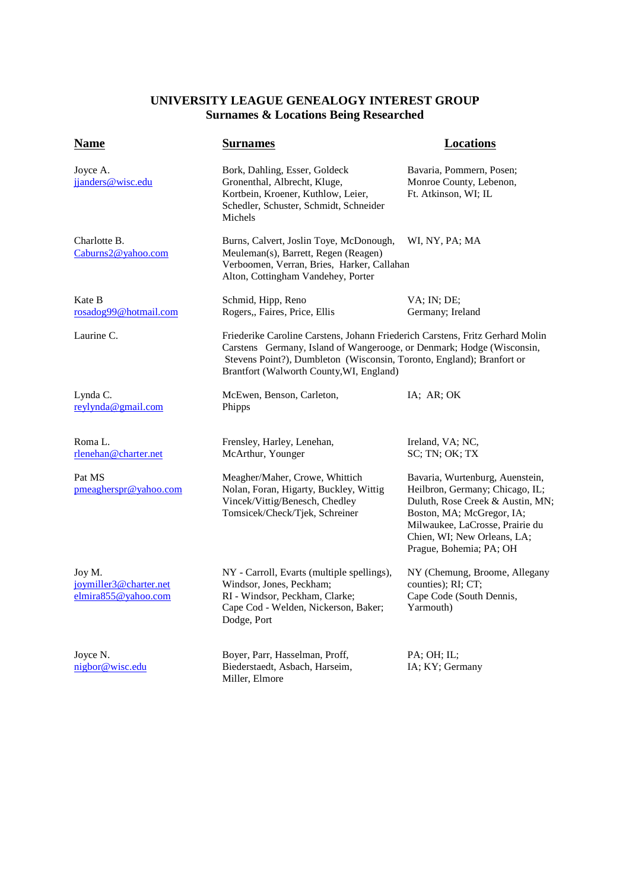# UNIVERSITY LEAGUE GENEALOGY INTEREST GROUP
## Surnames & Locations Being Researched

| Name | Surnames | Locations |
|---|---|---|
| Joyce A. jjanders@wisc.edu | Bork, Dahling, Esser, Goldeck Gronenthal, Albrecht, Kluge, Kortbein, Kroener, Kuthlow, Leier, Schedler, Schuster, Schmidt, Schneider Michels | Bavaria, Pommern, Posen; Monroe County, Lebenon, Ft. Atkinson, WI; IL |
| Charlotte B. Caburns2@yahoo.com | Burns, Calvert, Joslin Toye, McDonough, Meuleman(s), Barrett, Regen (Reagen) Verboomen, Verran, Bries, Harker, Callahan Alton, Cottingham Vandehey, Porter | WI, NY, PA; MA |
| Kate B rosadog99@hotmail.com | Schmid, Hipp, Reno Rogers,, Faires, Price, Ellis | VA; IN; DE; Germany; Ireland |
| Laurine C. | Friederike Caroline Carstens, Johann Friederich Carstens, Fritz Gerhard Molin Carstens Germany, Island of Wangerooge, or Denmark; Hodge (Wisconsin, Stevens Point?), Dumbleton (Wisconsin, Toronto, England); Branfort or Brantfort (Walworth County,WI, England) | |
| Lynda C. reylynda@gmail.com | McEwen, Benson, Carleton, Phipps | IA; AR; OK |
| Roma L. rlenehan@charter.net | Frensley, Harley, Lenehan, McArthur, Younger | Ireland, VA; NC, SC; TN; OK; TX |
| Pat MS pmeaghersprr@yahoo.com | Meagher/Maher, Crowe, Whittich Nolan, Foran, Higarty, Buckley, Wittig Vincek/Vittig/Benesch, Chedley Tomsicek/Check/Tjek, Schreiner | Bavaria, Wurtenburg, Auenstein, Heilbron, Germany; Chicago, IL; Duluth, Rose Creek & Austin, MN; Boston, MA; McGregor, IA; Milwaukee, LaCrosse, Prairie du Chien, WI; New Orleans, LA; Prague, Bohemia; PA; OH |
| Joy M. joymiller3@charter.net elmira855@yahoo.com | NY - Carroll, Evarts (multiple spellings), Windsor, Jones, Peckham; RI - Windsor, Peckham, Clarke; Cape Cod - Welden, Nickerson, Baker; Dodge, Port | NY (Chemung, Broome, Allegany counties); RI; CT; Cape Code (South Dennis, Yarmouth) |
| Joyce N. nigbor@wisc.edu | Boyer, Parr, Hasselman, Proff, Biederstaedt, Asbach, Harseim, Miller, Elmore | PA; OH; IL; IA; KY; Germany |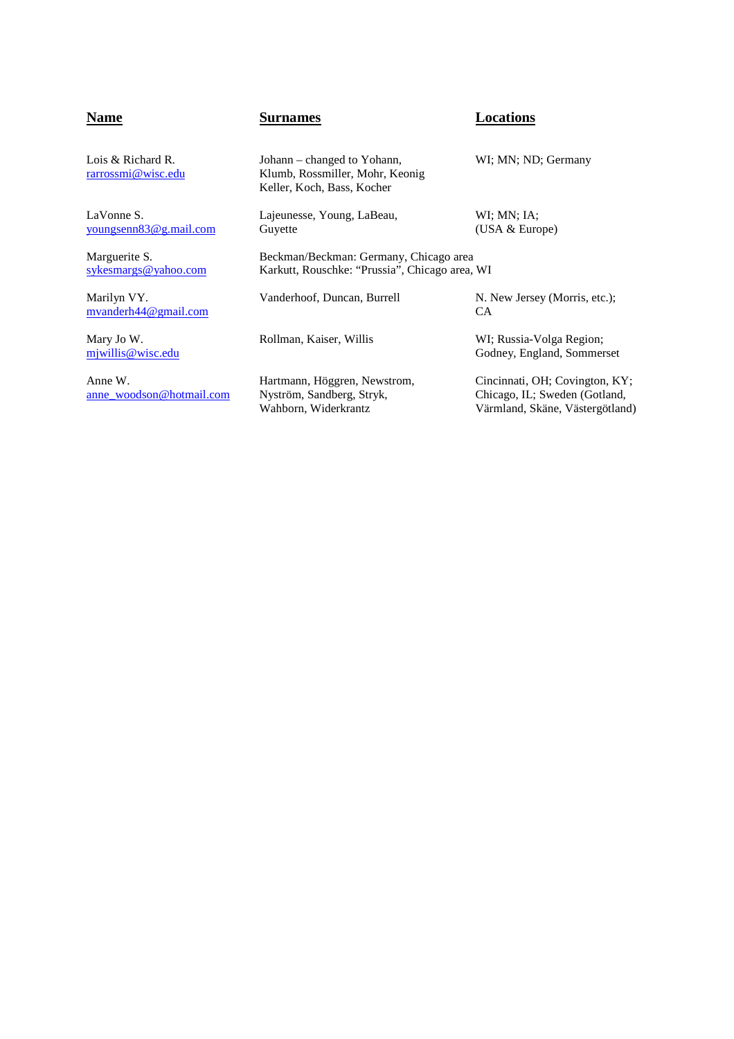| Name | Surnames | Locations |
|---|---|---|
| Lois & Richard R.<br>rarrossmi@wisc.edu | Johann – changed to Yohann, Klumb, Rossmiller, Mohr, Keonig Keller, Koch, Bass, Kocher | WI; MN; ND; Germany |
| LaVonne S.<br>youngsenn83@g.mail.com | Lajeunesse, Young, LaBeau, Guyette | WI; MN; IA; (USA & Europe) |
| Marguerite S.<br>sykesmargs@yahoo.com | Beckman/Beckman: Germany, Chicago area<br>Karkutt, Rouschke: “Prussia”, Chicago area, WI | |
| Marilyn VY.<br>mvanderh44@gmail.com | Vanderhoof, Duncan, Burrell | N. New Jersey (Morris, etc.); CA |
| Mary Jo W.<br>mjwillis@wisc.edu | Rollman, Kaiser, Willis | WI; Russia-Volga Region; Godney, England, Sommerset |
| Anne W.<br>anne_woodson@hotmail.com | Hartmann, Höggren, Newstrom, Nyström, Sandberg, Stryk, Wahborn, Widerkrantz | Cincinnati, OH; Covington, KY; Chicago, IL; Sweden (Gotland, Värmland, Skäne, Västergötland) |